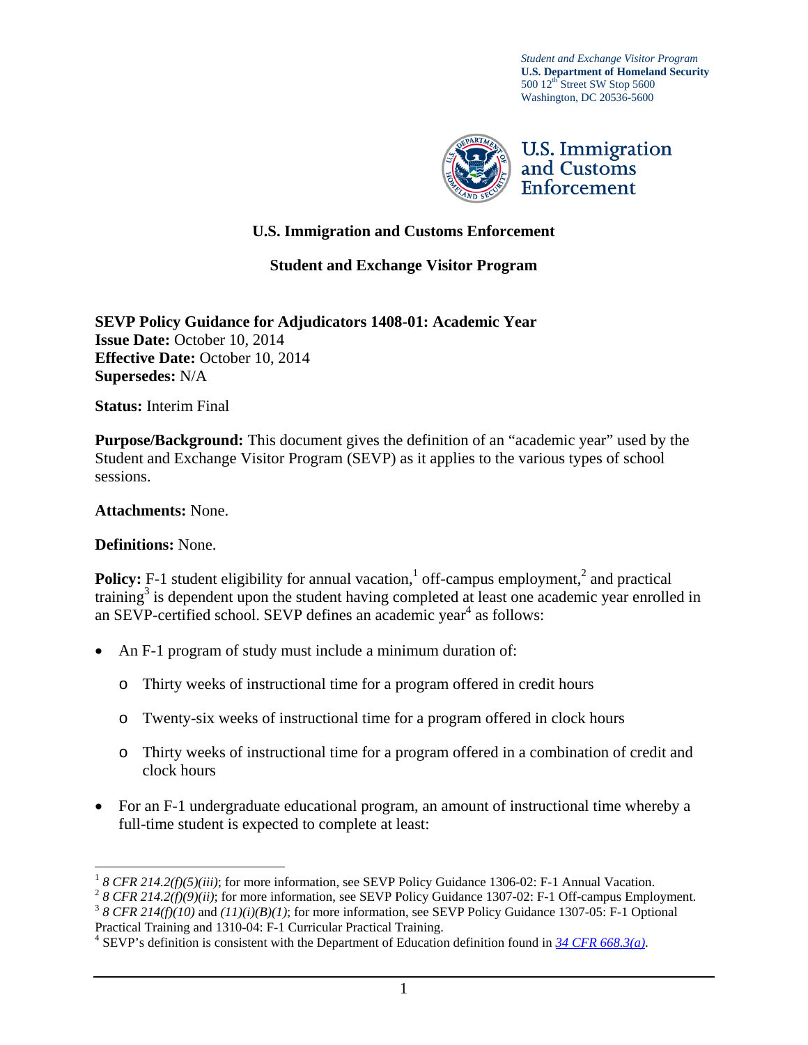*Student and Exchange Visitor Program*
**U.S. Department of Homeland Security**
500 12th Street SW Stop 5600
Washington, DC 20536-5600

U.S. Immigration and Customs Enforcement

## U.S. Immigration and Customs Enforcement

## Student and Exchange Visitor Program

**SEVP Policy Guidance for Adjudicators 1408-01: Academic Year**
**Issue Date:** October 10, 2014
**Effective Date:** October 10, 2014
**Supersedes:** N/A

**Status:** Interim Final

**Purpose/Background:** This document gives the definition of an "academic year" used by the Student and Exchange Visitor Program (SEVP) as it applies to the various types of school sessions.

**Attachments:** None.

**Definitions:** None.

**Policy:** F-1 student eligibility for annual vacation,[1] off-campus employment,[2] and practical training[3] is dependent upon the student having completed at least one academic year enrolled in an SEVP-certified school. SEVP defines an academic year[4] as follows:

- An F-1 program of study must include a minimum duration of:
  - Thirty weeks of instructional time for a program offered in credit hours
  - Twenty-six weeks of instructional time for a program offered in clock hours
  - Thirty weeks of instructional time for a program offered in a combination of credit and clock hours
- For an F-1 undergraduate educational program, an amount of instructional time whereby a full-time student is expected to complete at least:

---

[1] *8 CFR 214.2(f)(5)(iii)*; for more information, see SEVP Policy Guidance 1306-02: F-1 Annual Vacation.
[2] *8 CFR 214.2(f)(9)(ii)*; for more information, see SEVP Policy Guidance 1307-02: F-1 Off-campus Employment.
[3] *8 CFR 214(f)(10)* and *(11)(i)(B)(1)*; for more information, see SEVP Policy Guidance 1307-05: F-1 Optional Practical Training and 1310-04: F-1 Curricular Practical Training.
[4] SEVP's definition is consistent with the Department of Education definition found in [*34 CFR 668.3(a)*](34 CFR 668.3(a)).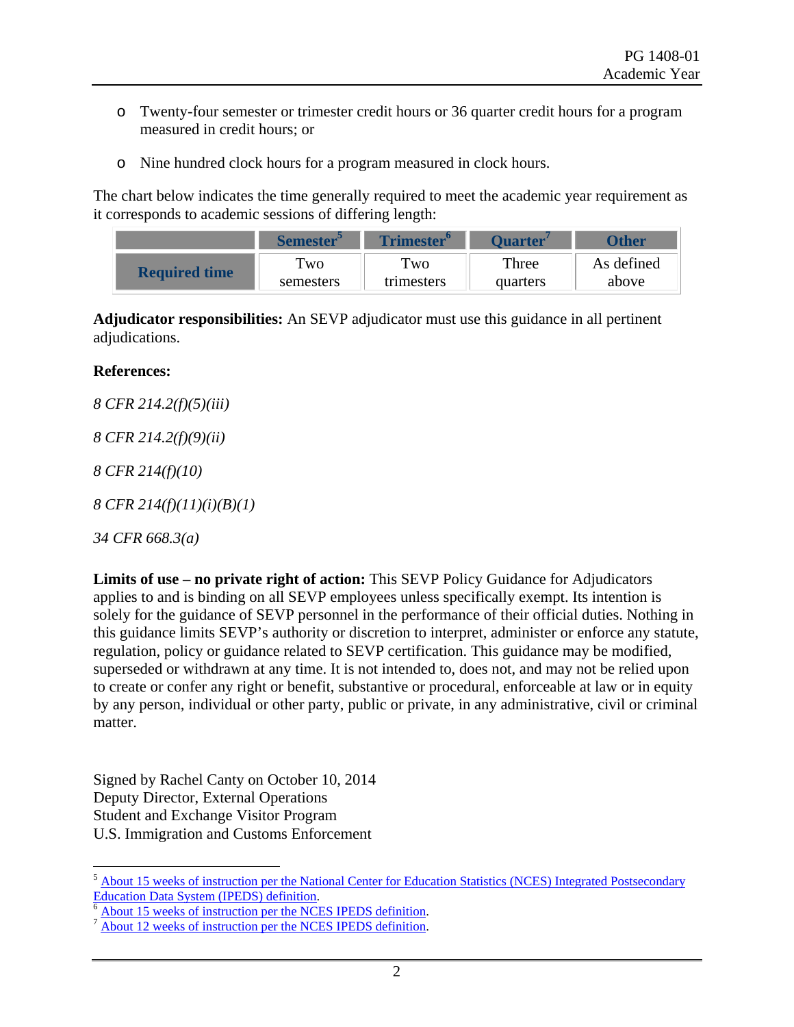- Twenty-four semester or trimester credit hours or 36 quarter credit hours for a program measured in credit hours; or
- Nine hundred clock hours for a program measured in clock hours.

The chart below indicates the time generally required to meet the academic year requirement as it corresponds to academic sessions of differing length:

| | Semester[5] | Trimester[6] | Quarter[7] | Other |
|---|---|---|---|---|
| **Required time** | Two semesters | Two trimesters | Three quarters | As defined above |

**Adjudicator responsibilities:** An SEVP adjudicator must use this guidance in all pertinent adjudications.

**References:**

*8 CFR 214.2(f)(5)(iii)*

*8 CFR 214.2(f)(9)(ii)*

*8 CFR 214(f)(10)*

*8 CFR 214(f)(11)(i)(B)(1)*

*34 CFR 668.3(a)*

**Limits of use – no private right of action:** This SEVP Policy Guidance for Adjudicators applies to and is binding on all SEVP employees unless specifically exempt. Its intention is solely for the guidance of SEVP personnel in the performance of their official duties. Nothing in this guidance limits SEVP's authority or discretion to interpret, administer or enforce any statute, regulation, policy or guidance related to SEVP certification. This guidance may be modified, superseded or withdrawn at any time. It is not intended to, does not, and may not be relied upon to create or confer any right or benefit, substantive or procedural, enforceable at law or in equity by any person, individual or other party, public or private, in any administrative, civil or criminal matter.

Signed by Rachel Canty on October 10, 2014
Deputy Director, External Operations
Student and Exchange Visitor Program
U.S. Immigration and Customs Enforcement

[5] About 15 weeks of instruction per the National Center for Education Statistics (NCES) Integrated Postsecondary Education Data System (IPEDS) definition.

[6] About 15 weeks of instruction per the NCES IPEDS definition.

[7] About 12 weeks of instruction per the NCES IPEDS definition.